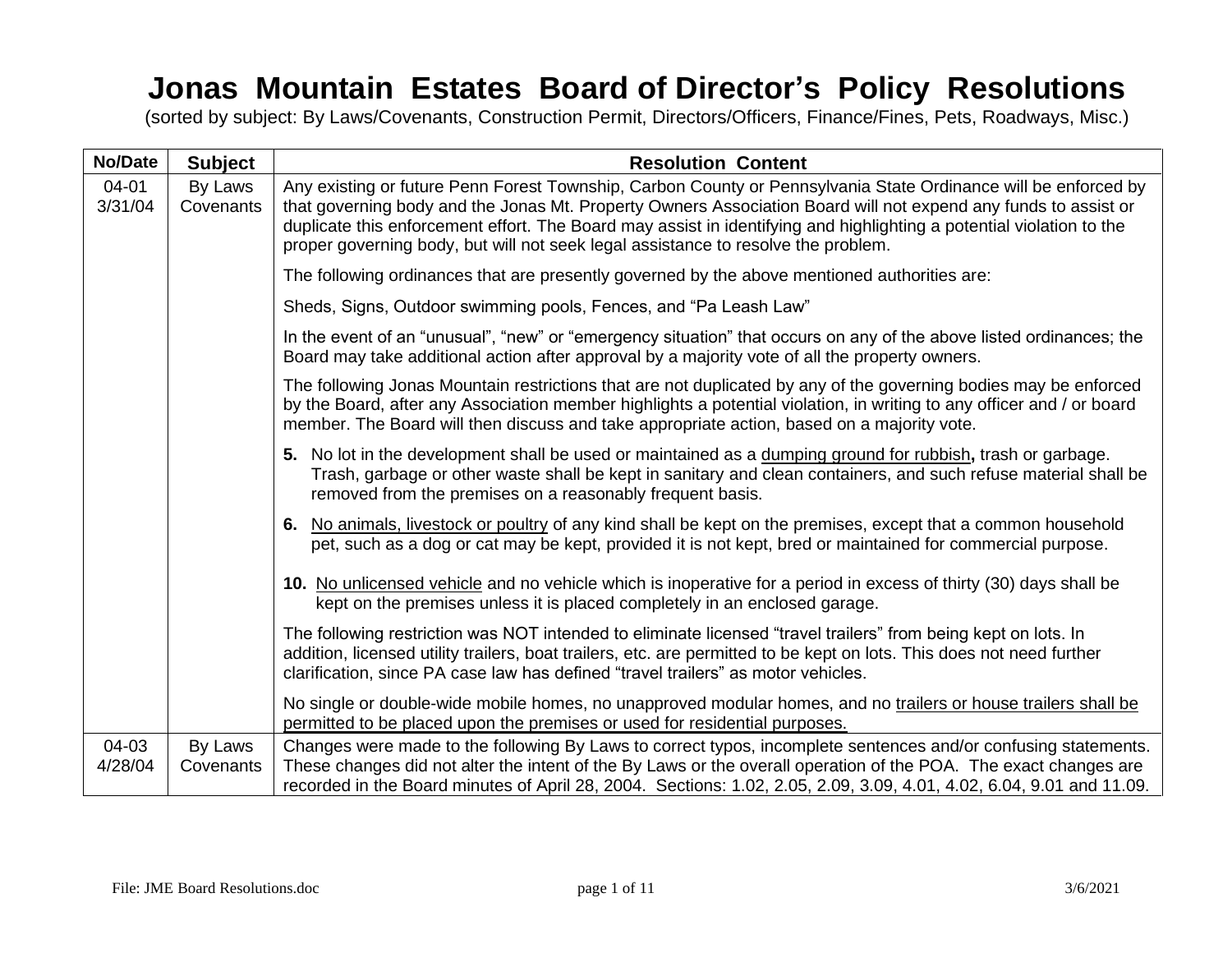# Jonas Mountain Estates Board of Director's Policy Resolutions

(sorted by subject: By Laws/Covenants, Construction Permit, Directors/Officers, Finance/Fines, Pets, Roadways, Misc.)

| No/Date | Subject | Resolution Content |
|---|---|---|
| 04-01 3/31/04 | By Laws Covenants | Any existing or future Penn Forest Township, Carbon County or Pennsylvania State Ordinance will be enforced by that governing body and the Jonas Mt. Property Owners Association Board will not expend any funds to assist or duplicate this enforcement effort. The Board may assist in identifying and highlighting a potential violation to the proper governing body, but will not seek legal assistance to resolve the problem.<br><br>The following ordinances that are presently governed by the above mentioned authorities are:<br><br>Sheds, Signs, Outdoor swimming pools, Fences, and "Pa Leash Law"<br><br>In the event of an "unusual", "new" or "emergency situation" that occurs on any of the above listed ordinances; the Board may take additional action after approval by a majority vote of all the property owners.<br><br>The following Jonas Mountain restrictions that are not duplicated by any of the governing bodies may be enforced by the Board, after any Association member highlights a potential violation, in writing to any officer and / or board member. The Board will then discuss and take appropriate action, based on a majority vote.<br><br>**5.** No lot in the development shall be used or maintained as a <u>dumping ground for rubbish</u>**,** trash or garbage. Trash, garbage or other waste shall be kept in sanitary and clean containers, and such refuse material shall be removed from the premises on a reasonably frequent basis.<br><br>**6.** <u>No animals, livestock or poultry</u> of any kind shall be kept on the premises, except that a common household pet, such as a dog or cat may be kept, provided it is not kept, bred or maintained for commercial purpose.<br><br>**10.** <u>No unlicensed vehicle</u> and no vehicle which is inoperative for a period in excess of thirty (30) days shall be kept on the premises unless it is placed completely in an enclosed garage.<br><br>The following restriction was NOT intended to eliminate licensed "travel trailers" from being kept on lots. In addition, licensed utility trailers, boat trailers, etc. are permitted to be kept on lots. This does not need further clarification, since PA case law has defined "travel trailers" as motor vehicles.<br><br>No single or double-wide mobile homes, no unapproved modular homes, and no <u>trailers or house trailers shall be permitted to be placed upon the premises or used for residential purposes.</u> |
| 04-03 4/28/04 | By Laws Covenants | Changes were made to the following By Laws to correct typos, incomplete sentences and/or confusing statements. These changes did not alter the intent of the By Laws or the overall operation of the POA. The exact changes are recorded in the Board minutes of April 28, 2004. Sections: 1.02, 2.05, 2.09, 3.09, 4.01, 4.02, 6.04, 9.01 and 11.09. |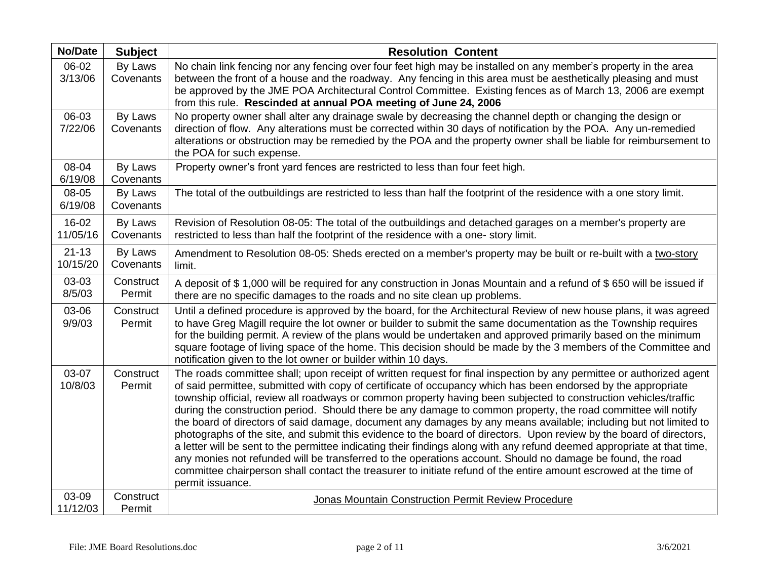| No/Date | Subject | Resolution Content |
|---|---|---|
| 06-02 3/13/06 | By Laws Covenants | No chain link fencing nor any fencing over four feet high may be installed on any member's property in the area between the front of a house and the roadway. Any fencing in this area must be aesthetically pleasing and must be approved by the JME POA Architectural Control Committee. Existing fences as of March 13, 2006 are exempt from this rule. **Rescinded at annual POA meeting of June 24, 2006** |
| 06-03 7/22/06 | By Laws Covenants | No property owner shall alter any drainage swale by decreasing the channel depth or changing the design or direction of flow. Any alterations must be corrected within 30 days of notification by the POA. Any un-remedied alterations or obstruction may be remedied by the POA and the property owner shall be liable for reimbursement to the POA for such expense. |
| 08-04 6/19/08 | By Laws Covenants | Property owner's front yard fences are restricted to less than four feet high. |
| 08-05 6/19/08 | By Laws Covenants | The total of the outbuildings are restricted to less than half the footprint of the residence with a one story limit. |
| 16-02 11/05/16 | By Laws Covenants | Revision of Resolution 08-05: The total of the outbuildings and detached garages on a member's property are restricted to less than half the footprint of the residence with a one- story limit. |
| 21-13 10/15/20 | By Laws Covenants | Amendment to Resolution 08-05: Sheds erected on a member's property may be built or re-built with a two-story limit. |
| 03-03 8/5/03 | Construct Permit | A deposit of $ 1,000 will be required for any construction in Jonas Mountain and a refund of $ 650 will be issued if there are no specific damages to the roads and no site clean up problems. |
| 03-06 9/9/03 | Construct Permit | Until a defined procedure is approved by the board, for the Architectural Review of new house plans, it was agreed to have Greg Magill require the lot owner or builder to submit the same documentation as the Township requires for the building permit. A review of the plans would be undertaken and approved primarily based on the minimum square footage of living space of the home. This decision should be made by the 3 members of the Committee and notification given to the lot owner or builder within 10 days. |
| 03-07 10/8/03 | Construct Permit | The roads committee shall; upon receipt of written request for final inspection by any permittee or authorized agent of said permittee, submitted with copy of certificate of occupancy which has been endorsed by the appropriate township official, review all roadways or common property having been subjected to construction vehicles/traffic during the construction period. Should there be any damage to common property, the road committee will notify the board of directors of said damage, document any damages by any means available; including but not limited to photographs of the site, and submit this evidence to the board of directors. Upon review by the board of directors, a letter will be sent to the permittee indicating their findings along with any refund deemed appropriate at that time, any monies not refunded will be transferred to the operations account. Should no damage be found, the road committee chairperson shall contact the treasurer to initiate refund of the entire amount escrowed at the time of permit issuance. |
| 03-09 11/12/03 | Construct Permit | Jonas Mountain Construction Permit Review Procedure |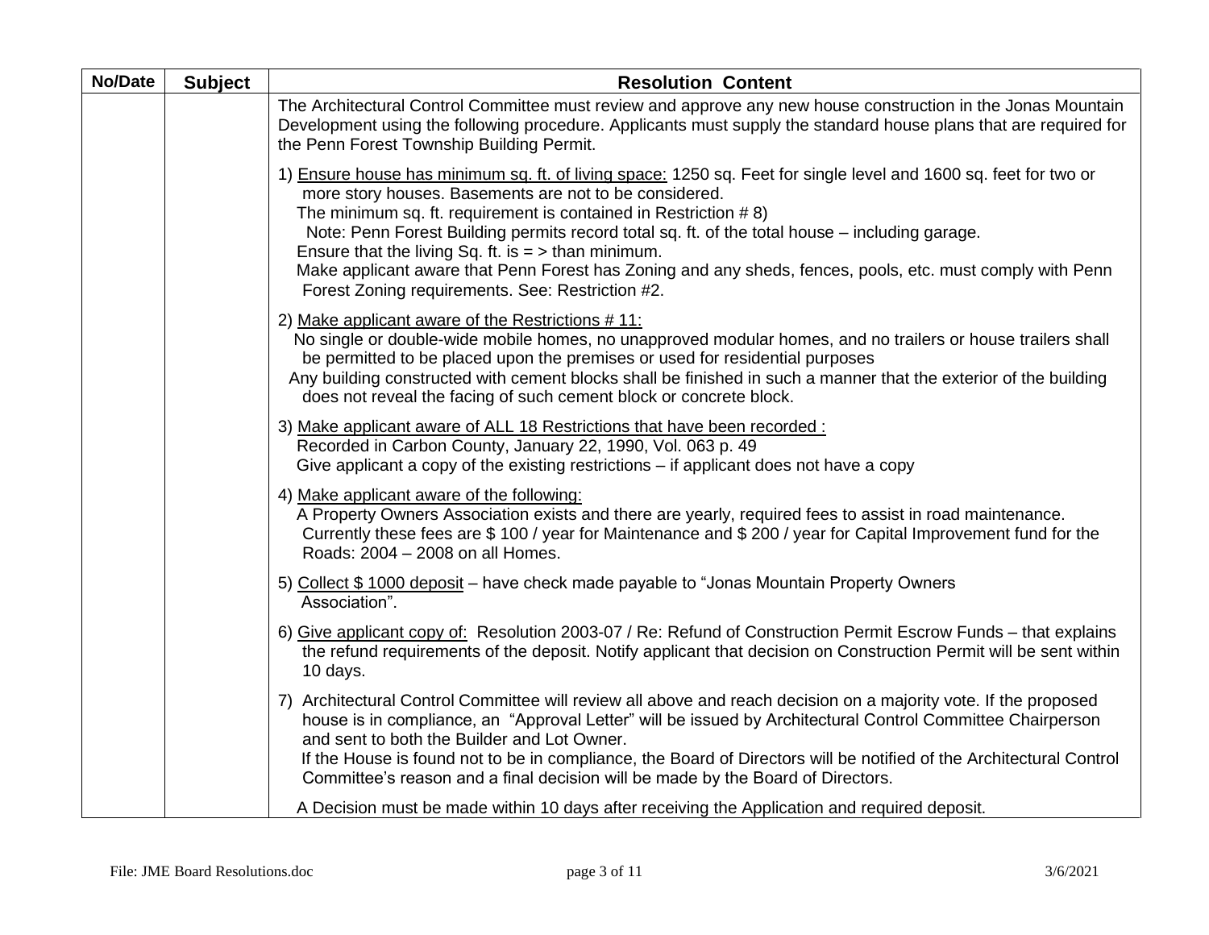| No/Date | Subject | Resolution Content |
|---|---|---|
| | | The Architectural Control Committee must review and approve any new house construction in the Jonas Mountain Development using the following procedure. Applicants must supply the standard house plans that are required for the Penn Forest Township Building Permit.<br><br>1) <u>Ensure house has minimum sq. ft. of living space:</u> 1250 sq. Feet for single level and 1600 sq. feet for two or more story houses. Basements are not to be considered.<br>The minimum sq. ft. requirement is contained in Restriction # 8)<br>Note: Penn Forest Building permits record total sq. ft. of the total house – including garage.<br>Ensure that the living Sq. ft. is = > than minimum.<br>Make applicant aware that Penn Forest has Zoning and any sheds, fences, pools, etc. must comply with Penn Forest Zoning requirements. See: Restriction #2.<br><br>2) <u>Make applicant aware of the Restrictions # 11:</u><br>No single or double-wide mobile homes, no unapproved modular homes, and no trailers or house trailers shall be permitted to be placed upon the premises or used for residential purposes<br>Any building constructed with cement blocks shall be finished in such a manner that the exterior of the building does not reveal the facing of such cement block or concrete block.<br><br>3) <u>Make applicant aware of ALL 18 Restrictions that have been recorded :</u><br>Recorded in Carbon County, January 22, 1990, Vol. 063 p. 49<br>Give applicant a copy of the existing restrictions – if applicant does not have a copy<br><br>4) <u>Make applicant aware of the following:</u><br>A Property Owners Association exists and there are yearly, required fees to assist in road maintenance. Currently these fees are \$ 100 / year for Maintenance and \$ 200 / year for Capital Improvement fund for the Roads: 2004 – 2008 on all Homes.<br><br>5) <u>Collect \$ 1000 deposit</u> – have check made payable to "Jonas Mountain Property Owners Association".<br><br>6) <u>Give applicant copy of:</u> Resolution 2003-07 / Re: Refund of Construction Permit Escrow Funds – that explains the refund requirements of the deposit. Notify applicant that decision on Construction Permit will be sent within 10 days.<br><br>7) Architectural Control Committee will review all above and reach decision on a majority vote. If the proposed house is in compliance, an "Approval Letter" will be issued by Architectural Control Committee Chairperson and sent to both the Builder and Lot Owner.<br>If the House is found not to be in compliance, the Board of Directors will be notified of the Architectural Control Committee's reason and a final decision will be made by the Board of Directors.<br><br>A Decision must be made within 10 days after receiving the Application and required deposit. |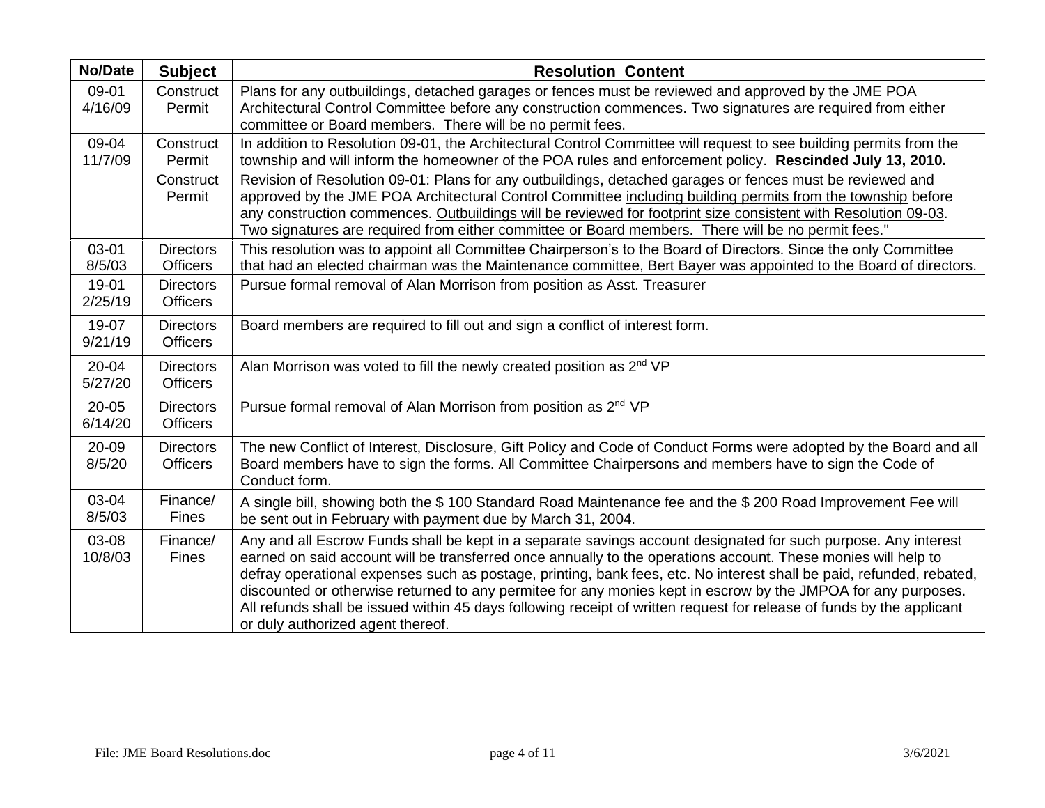| No/Date | Subject | Resolution Content |
|---|---|---|
| 09-01 4/16/09 | Construct Permit | Plans for any outbuildings, detached garages or fences must be reviewed and approved by the JME POA Architectural Control Committee before any construction commences. Two signatures are required from either committee or Board members. There will be no permit fees. |
| 09-04 11/7/09 | Construct Permit | In addition to Resolution 09-01, the Architectural Control Committee will request to see building permits from the township and will inform the homeowner of the POA rules and enforcement policy. **Rescinded July 13, 2010.** |
| | Construct Permit | Revision of Resolution 09-01: Plans for any outbuildings, detached garages or fences must be reviewed and approved by the JME POA Architectural Control Committee including building permits from the township before any construction commences. Outbuildings will be reviewed for footprint size consistent with Resolution 09-03. Two signatures are required from either committee or Board members. There will be no permit fees." |
| 03-01 8/5/03 | Directors Officers | This resolution was to appoint all Committee Chairperson's to the Board of Directors. Since the only Committee that had an elected chairman was the Maintenance committee, Bert Bayer was appointed to the Board of directors. |
| 19-01 2/25/19 | Directors Officers | Pursue formal removal of Alan Morrison from position as Asst. Treasurer |
| 19-07 9/21/19 | Directors Officers | Board members are required to fill out and sign a conflict of interest form. |
| 20-04 5/27/20 | Directors Officers | Alan Morrison was voted to fill the newly created position as 2nd VP |
| 20-05 6/14/20 | Directors Officers | Pursue formal removal of Alan Morrison from position as 2nd VP |
| 20-09 8/5/20 | Directors Officers | The new Conflict of Interest, Disclosure, Gift Policy and Code of Conduct Forms were adopted by the Board and all Board members have to sign the forms. All Committee Chairpersons and members have to sign the Code of Conduct form. |
| 03-04 8/5/03 | Finance/ Fines | A single bill, showing both the $ 100 Standard Road Maintenance fee and the $ 200 Road Improvement Fee will be sent out in February with payment due by March 31, 2004. |
| 03-08 10/8/03 | Finance/ Fines | Any and all Escrow Funds shall be kept in a separate savings account designated for such purpose. Any interest earned on said account will be transferred once annually to the operations account. These monies will help to defray operational expenses such as postage, printing, bank fees, etc. No interest shall be paid, refunded, rebated, discounted or otherwise returned to any permitee for any monies kept in escrow by the JMPOA for any purposes. All refunds shall be issued within 45 days following receipt of written request for release of funds by the applicant or duly authorized agent thereof. |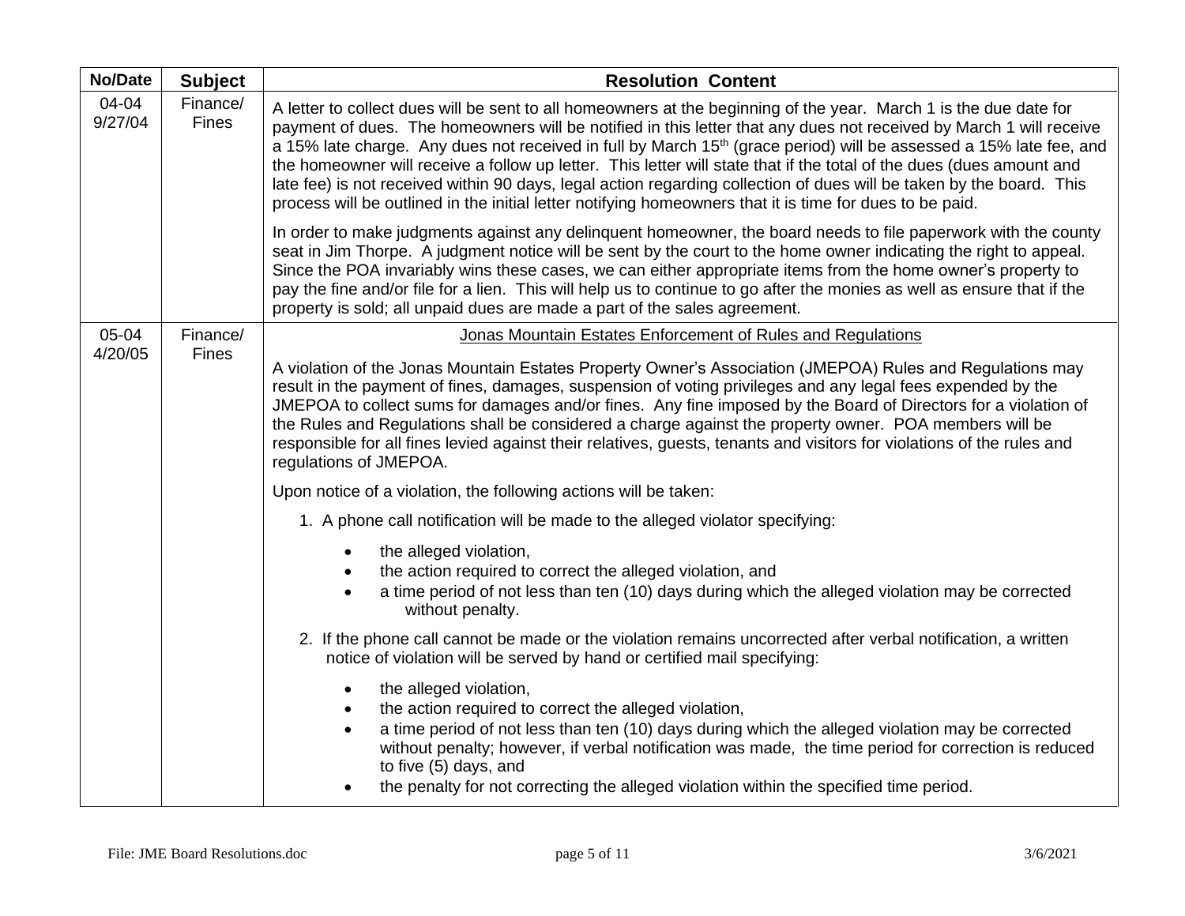| No/Date | Subject | Resolution Content |
|---|---|---|
| 04-04 9/27/04 | Finance/ Fines | A letter to collect dues will be sent to all homeowners at the beginning of the year. March 1 is the due date for payment of dues. The homeowners will be notified in this letter that any dues not received by March 1 will receive a 15% late charge. Any dues not received in full by March 15th (grace period) will be assessed a 15% late fee, and the homeowner will receive a follow up letter. This letter will state that if the total of the dues (dues amount and late fee) is not received within 90 days, legal action regarding collection of dues will be taken by the board. This process will be outlined in the initial letter notifying homeowners that it is time for dues to be paid.<br><br>In order to make judgments against any delinquent homeowner, the board needs to file paperwork with the county seat in Jim Thorpe. A judgment notice will be sent by the court to the home owner indicating the right to appeal. Since the POA invariably wins these cases, we can either appropriate items from the home owner's property to pay the fine and/or file for a lien. This will help us to continue to go after the monies as well as ensure that if the property is sold; all unpaid dues are made a part of the sales agreement. |
| 05-04 4/20/05 | Finance/ Fines | <u>Jonas Mountain Estates Enforcement of Rules and Regulations</u><br><br>A violation of the Jonas Mountain Estates Property Owner's Association (JMEPOA) Rules and Regulations may result in the payment of fines, damages, suspension of voting privileges and any legal fees expended by the JMEPOA to collect sums for damages and/or fines. Any fine imposed by the Board of Directors for a violation of the Rules and Regulations shall be considered a charge against the property owner. POA members will be responsible for all fines levied against their relatives, guests, tenants and visitors for violations of the rules and regulations of JMEPOA.<br><br>Upon notice of a violation, the following actions will be taken:<br><br>1. A phone call notification will be made to the alleged violator specifying:<br>• the alleged violation,<br>• the action required to correct the alleged violation, and<br>• a time period of not less than ten (10) days during which the alleged violation may be corrected without penalty.<br><br>2. If the phone call cannot be made or the violation remains uncorrected after verbal notification, a written notice of violation will be served by hand or certified mail specifying:<br>• the alleged violation,<br>• the action required to correct the alleged violation,<br>• a time period of not less than ten (10) days during which the alleged violation may be corrected without penalty; however, if verbal notification was made, the time period for correction is reduced to five (5) days, and<br>• the penalty for not correcting the alleged violation within the specified time period. |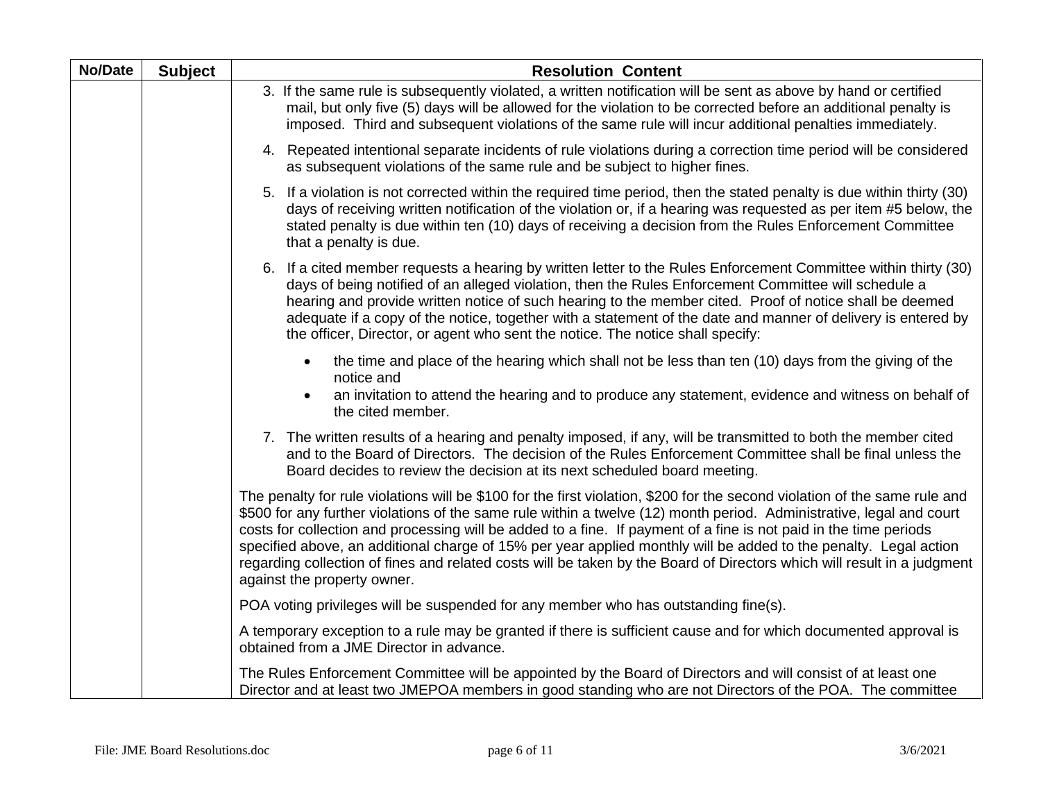| No/Date | Subject | Resolution Content |
|---|---|---|
| | | 3. If the same rule is subsequently violated, a written notification will be sent as above by hand or certified mail, but only five (5) days will be allowed for the violation to be corrected before an additional penalty is imposed. Third and subsequent violations of the same rule will incur additional penalties immediately.<br><br>4. Repeated intentional separate incidents of rule violations during a correction time period will be considered as subsequent violations of the same rule and be subject to higher fines.<br><br>5. If a violation is not corrected within the required time period, then the stated penalty is due within thirty (30) days of receiving written notification of the violation or, if a hearing was requested as per item #5 below, the stated penalty is due within ten (10) days of receiving a decision from the Rules Enforcement Committee that a penalty is due.<br><br>6. If a cited member requests a hearing by written letter to the Rules Enforcement Committee within thirty (30) days of being notified of an alleged violation, then the Rules Enforcement Committee will schedule a hearing and provide written notice of such hearing to the member cited. Proof of notice shall be deemed adequate if a copy of the notice, together with a statement of the date and manner of delivery is entered by the officer, Director, or agent who sent the notice. The notice shall specify:<br><br>• the time and place of the hearing which shall not be less than ten (10) days from the giving of the notice and<br>• an invitation to attend the hearing and to produce any statement, evidence and witness on behalf of the cited member.<br><br>7. The written results of a hearing and penalty imposed, if any, will be transmitted to both the member cited and to the Board of Directors. The decision of the Rules Enforcement Committee shall be final unless the Board decides to review the decision at its next scheduled board meeting.<br><br>The penalty for rule violations will be $100 for the first violation, $200 for the second violation of the same rule and $500 for any further violations of the same rule within a twelve (12) month period. Administrative, legal and court costs for collection and processing will be added to a fine. If payment of a fine is not paid in the time periods specified above, an additional charge of 15% per year applied monthly will be added to the penalty. Legal action regarding collection of fines and related costs will be taken by the Board of Directors which will result in a judgment against the property owner.<br><br>POA voting privileges will be suspended for any member who has outstanding fine(s).<br><br>A temporary exception to a rule may be granted if there is sufficient cause and for which documented approval is obtained from a JME Director in advance.<br><br>The Rules Enforcement Committee will be appointed by the Board of Directors and will consist of at least one Director and at least two JMEPOA members in good standing who are not Directors of the POA. The committee |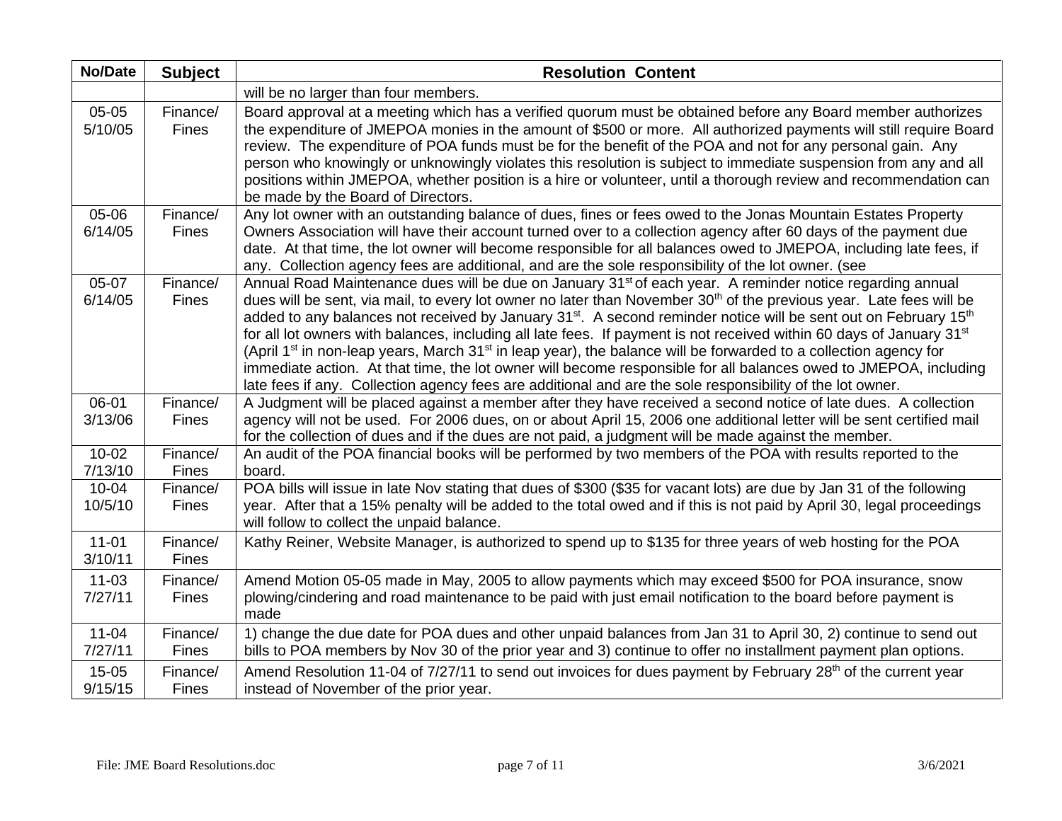| No/Date | Subject | Resolution Content |
|---|---|---|
| | | will be no larger than four members. |
| 05-05 5/10/05 | Finance/ Fines | Board approval at a meeting which has a verified quorum must be obtained before any Board member authorizes the expenditure of JMEPOA monies in the amount of $500 or more. All authorized payments will still require Board review. The expenditure of POA funds must be for the benefit of the POA and not for any personal gain. Any person who knowingly or unknowingly violates this resolution is subject to immediate suspension from any and all positions within JMEPOA, whether position is a hire or volunteer, until a thorough review and recommendation can be made by the Board of Directors. |
| 05-06 6/14/05 | Finance/ Fines | Any lot owner with an outstanding balance of dues, fines or fees owed to the Jonas Mountain Estates Property Owners Association will have their account turned over to a collection agency after 60 days of the payment due date. At that time, the lot owner will become responsible for all balances owed to JMEPOA, including late fees, if any. Collection agency fees are additional, and are the sole responsibility of the lot owner. (see |
| 05-07 6/14/05 | Finance/ Fines | Annual Road Maintenance dues will be due on January 31st of each year. A reminder notice regarding annual dues will be sent, via mail, to every lot owner no later than November 30th of the previous year. Late fees will be added to any balances not received by January 31st. A second reminder notice will be sent out on February 15th for all lot owners with balances, including all late fees. If payment is not received within 60 days of January 31st (April 1st in non-leap years, March 31st in leap year), the balance will be forwarded to a collection agency for immediate action. At that time, the lot owner will become responsible for all balances owed to JMEPOA, including late fees if any. Collection agency fees are additional and are the sole responsibility of the lot owner. |
| 06-01 3/13/06 | Finance/ Fines | A Judgment will be placed against a member after they have received a second notice of late dues. A collection agency will not be used. For 2006 dues, on or about April 15, 2006 one additional letter will be sent certified mail for the collection of dues and if the dues are not paid, a judgment will be made against the member. |
| 10-02 7/13/10 | Finance/ Fines | An audit of the POA financial books will be performed by two members of the POA with results reported to the board. |
| 10-04 10/5/10 | Finance/ Fines | POA bills will issue in late Nov stating that dues of $300 ($35 for vacant lots) are due by Jan 31 of the following year. After that a 15% penalty will be added to the total owed and if this is not paid by April 30, legal proceedings will follow to collect the unpaid balance. |
| 11-01 3/10/11 | Finance/ Fines | Kathy Reiner, Website Manager, is authorized to spend up to $135 for three years of web hosting for the POA |
| 11-03 7/27/11 | Finance/ Fines | Amend Motion 05-05 made in May, 2005 to allow payments which may exceed $500 for POA insurance, snow plowing/cindering and road maintenance to be paid with just email notification to the board before payment is made |
| 11-04 7/27/11 | Finance/ Fines | 1) change the due date for POA dues and other unpaid balances from Jan 31 to April 30, 2) continue to send out bills to POA members by Nov 30 of the prior year and 3) continue to offer no installment payment plan options. |
| 15-05 9/15/15 | Finance/ Fines | Amend Resolution 11-04 of 7/27/11 to send out invoices for dues payment by February 28th of the current year instead of November of the prior year. |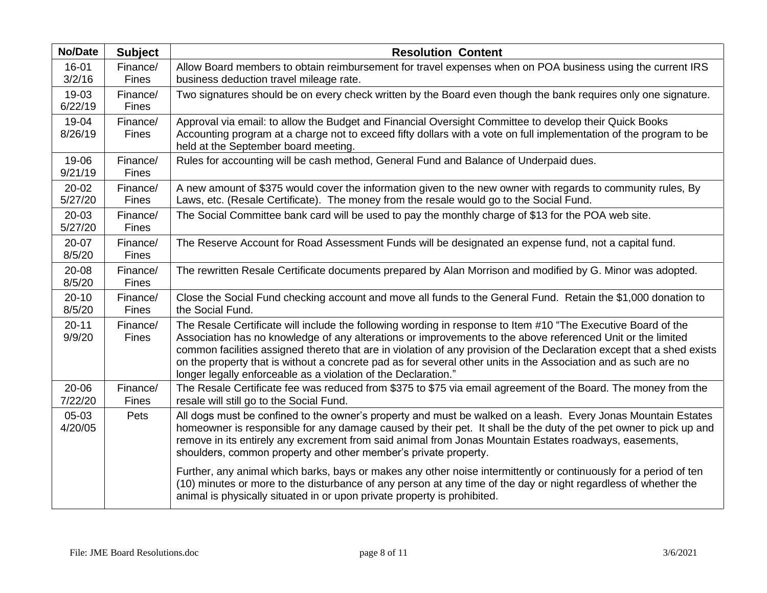| No/Date | Subject | Resolution Content |
|---|---|---|
| 16-01 3/2/16 | Finance/ Fines | Allow Board members to obtain reimbursement for travel expenses when on POA business using the current IRS business deduction travel mileage rate. |
| 19-03 6/22/19 | Finance/ Fines | Two signatures should be on every check written by the Board even though the bank requires only one signature. |
| 19-04 8/26/19 | Finance/ Fines | Approval via email: to allow the Budget and Financial Oversight Committee to develop their Quick Books Accounting program at a charge not to exceed fifty dollars with a vote on full implementation of the program to be held at the September board meeting. |
| 19-06 9/21/19 | Finance/ Fines | Rules for accounting will be cash method, General Fund and Balance of Underpaid dues. |
| 20-02 5/27/20 | Finance/ Fines | A new amount of $375 would cover the information given to the new owner with regards to community rules, By Laws, etc. (Resale Certificate). The money from the resale would go to the Social Fund. |
| 20-03 5/27/20 | Finance/ Fines | The Social Committee bank card will be used to pay the monthly charge of $13 for the POA web site. |
| 20-07 8/5/20 | Finance/ Fines | The Reserve Account for Road Assessment Funds will be designated an expense fund, not a capital fund. |
| 20-08 8/5/20 | Finance/ Fines | The rewritten Resale Certificate documents prepared by Alan Morrison and modified by G. Minor was adopted. |
| 20-10 8/5/20 | Finance/ Fines | Close the Social Fund checking account and move all funds to the General Fund. Retain the $1,000 donation to the Social Fund. |
| 20-11 9/9/20 | Finance/ Fines | The Resale Certificate will include the following wording in response to Item #10 "The Executive Board of the Association has no knowledge of any alterations or improvements to the above referenced Unit or the limited common facilities assigned thereto that are in violation of any provision of the Declaration except that a shed exists on the property that is without a concrete pad as for several other units in the Association and as such are no longer legally enforceable as a violation of the Declaration." |
| 20-06 7/22/20 | Finance/ Fines | The Resale Certificate fee was reduced from $375 to $75 via email agreement of the Board. The money from the resale will still go to the Social Fund. |
| 05-03 4/20/05 | Pets | All dogs must be confined to the owner's property and must be walked on a leash. Every Jonas Mountain Estates homeowner is responsible for any damage caused by their pet. It shall be the duty of the pet owner to pick up and remove in its entirely any excrement from said animal from Jonas Mountain Estates roadways, easements, shoulders, common property and other member's private property. <br><br> Further, any animal which barks, bays or makes any other noise intermittently or continuously for a period of ten (10) minutes or more to the disturbance of any person at any time of the day or night regardless of whether the animal is physically situated in or upon private property is prohibited. |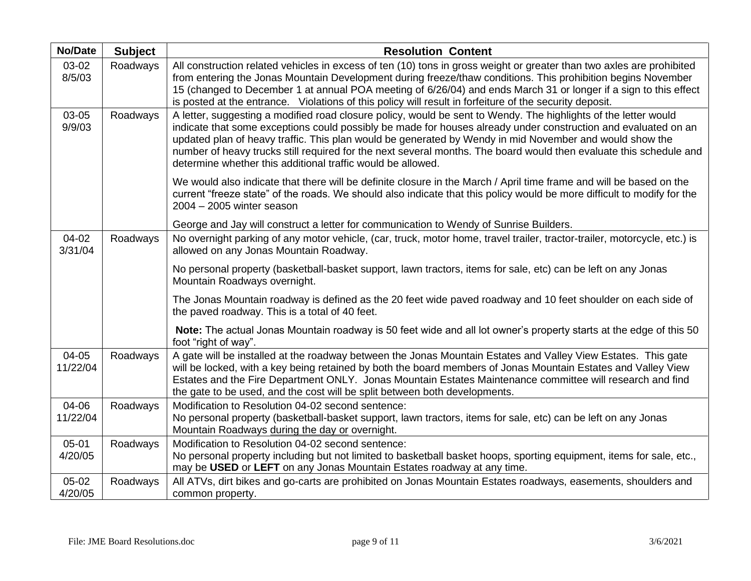| No/Date | Subject | Resolution Content |
|---|---|---|
| 03-02 8/5/03 | Roadways | All construction related vehicles in excess of ten (10) tons in gross weight or greater than two axles are prohibited from entering the Jonas Mountain Development during freeze/thaw conditions. This prohibition begins November 15 (changed to December 1 at annual POA meeting of 6/26/04) and ends March 31 or longer if a sign to this effect is posted at the entrance. Violations of this policy will result in forfeiture of the security deposit. |
| 03-05 9/9/03 | Roadways | A letter, suggesting a modified road closure policy, would be sent to Wendy. The highlights of the letter would indicate that some exceptions could possibly be made for houses already under construction and evaluated on an updated plan of heavy traffic. This plan would be generated by Wendy in mid November and would show the number of heavy trucks still required for the next several months. The board would then evaluate this schedule and determine whether this additional traffic would be allowed.<br><br>We would also indicate that there will be definite closure in the March / April time frame and will be based on the current "freeze state" of the roads. We should also indicate that this policy would be more difficult to modify for the 2004 – 2005 winter season<br><br>George and Jay will construct a letter for communication to Wendy of Sunrise Builders. |
| 04-02 3/31/04 | Roadways | No overnight parking of any motor vehicle, (car, truck, motor home, travel trailer, tractor-trailer, motorcycle, etc.) is allowed on any Jonas Mountain Roadway.<br><br>No personal property (basketball-basket support, lawn tractors, items for sale, etc) can be left on any Jonas Mountain Roadways overnight.<br><br>The Jonas Mountain roadway is defined as the 20 feet wide paved roadway and 10 feet shoulder on each side of the paved roadway. This is a total of 40 feet.<br><br>**Note:** The actual Jonas Mountain roadway is 50 feet wide and all lot owner's property starts at the edge of this 50 foot "right of way". |
| 04-05 11/22/04 | Roadways | A gate will be installed at the roadway between the Jonas Mountain Estates and Valley View Estates. This gate will be locked, with a key being retained by both the board members of Jonas Mountain Estates and Valley View Estates and the Fire Department ONLY. Jonas Mountain Estates Maintenance committee will research and find the gate to be used, and the cost will be split between both developments. |
| 04-06 11/22/04 | Roadways | Modification to Resolution 04-02 second sentence:<br>No personal property (basketball-basket support, lawn tractors, items for sale, etc) can be left on any Jonas Mountain Roadways <u>during the day or</u> overnight. |
| 05-01 4/20/05 | Roadways | Modification to Resolution 04-02 second sentence:<br>No personal property including but not limited to basketball basket hoops, sporting equipment, items for sale, etc., may be **USED** or **LEFT** on any Jonas Mountain Estates roadway at any time. |
| 05-02 4/20/05 | Roadways | All ATVs, dirt bikes and go-carts are prohibited on Jonas Mountain Estates roadways, easements, shoulders and common property. |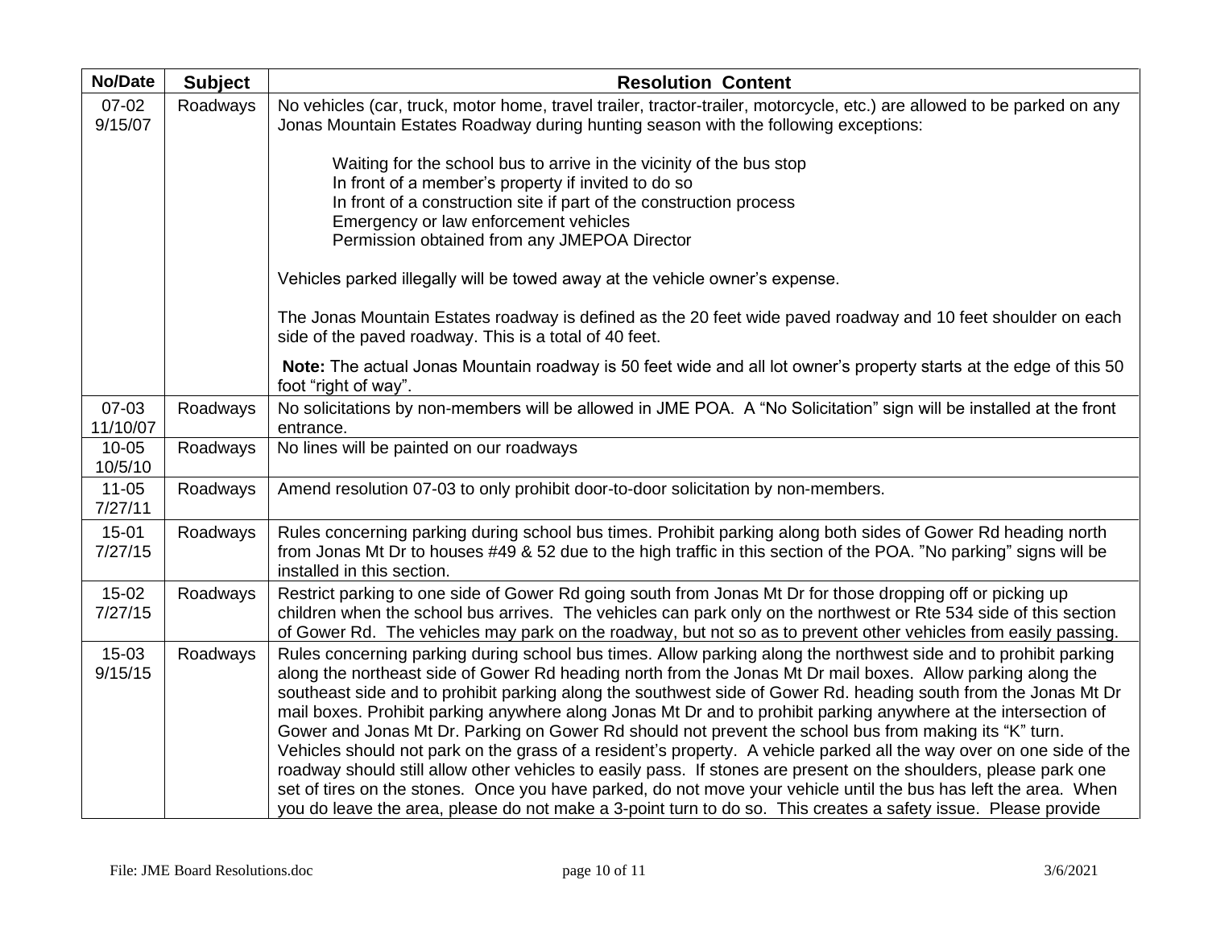| No/Date | Subject | Resolution Content |
|---|---|---|
| 07-02 9/15/07 | Roadways | No vehicles (car, truck, motor home, travel trailer, tractor-trailer, motorcycle, etc.) are allowed to be parked on any Jonas Mountain Estates Roadway during hunting season with the following exceptions:<br><br>Waiting for the school bus to arrive in the vicinity of the bus stop<br>In front of a member's property if invited to do so<br>In front of a construction site if part of the construction process<br>Emergency or law enforcement vehicles<br>Permission obtained from any JMEPOA Director<br><br>Vehicles parked illegally will be towed away at the vehicle owner's expense.<br><br>The Jonas Mountain Estates roadway is defined as the 20 feet wide paved roadway and 10 feet shoulder on each side of the paved roadway. This is a total of 40 feet.<br><br>**Note:** The actual Jonas Mountain roadway is 50 feet wide and all lot owner's property starts at the edge of this 50 foot "right of way". |
| 07-03 11/10/07 | Roadways | No solicitations by non-members will be allowed in JME POA. A "No Solicitation" sign will be installed at the front entrance. |
| 10-05 10/5/10 | Roadways | No lines will be painted on our roadways |
| 11-05 7/27/11 | Roadways | Amend resolution 07-03 to only prohibit door-to-door solicitation by non-members. |
| 15-01 7/27/15 | Roadways | Rules concerning parking during school bus times. Prohibit parking along both sides of Gower Rd heading north from Jonas Mt Dr to houses #49 & 52 due to the high traffic in this section of the POA. "No parking" signs will be installed in this section. |
| 15-02 7/27/15 | Roadways | Restrict parking to one side of Gower Rd going south from Jonas Mt Dr for those dropping off or picking up children when the school bus arrives. The vehicles can park only on the northwest or Rte 534 side of this section of Gower Rd. The vehicles may park on the roadway, but not so as to prevent other vehicles from easily passing. |
| 15-03 9/15/15 | Roadways | Rules concerning parking during school bus times. Allow parking along the northwest side and to prohibit parking along the northeast side of Gower Rd heading north from the Jonas Mt Dr mail boxes. Allow parking along the southeast side and to prohibit parking along the southwest side of Gower Rd. heading south from the Jonas Mt Dr mail boxes. Prohibit parking anywhere along Jonas Mt Dr and to prohibit parking anywhere at the intersection of Gower and Jonas Mt Dr. Parking on Gower Rd should not prevent the school bus from making its "K" turn. Vehicles should not park on the grass of a resident's property. A vehicle parked all the way over on one side of the roadway should still allow other vehicles to easily pass. If stones are present on the shoulders, please park one set of tires on the stones. Once you have parked, do not move your vehicle until the bus has left the area. When you do leave the area, please do not make a 3-point turn to do so. This creates a safety issue. Please provide |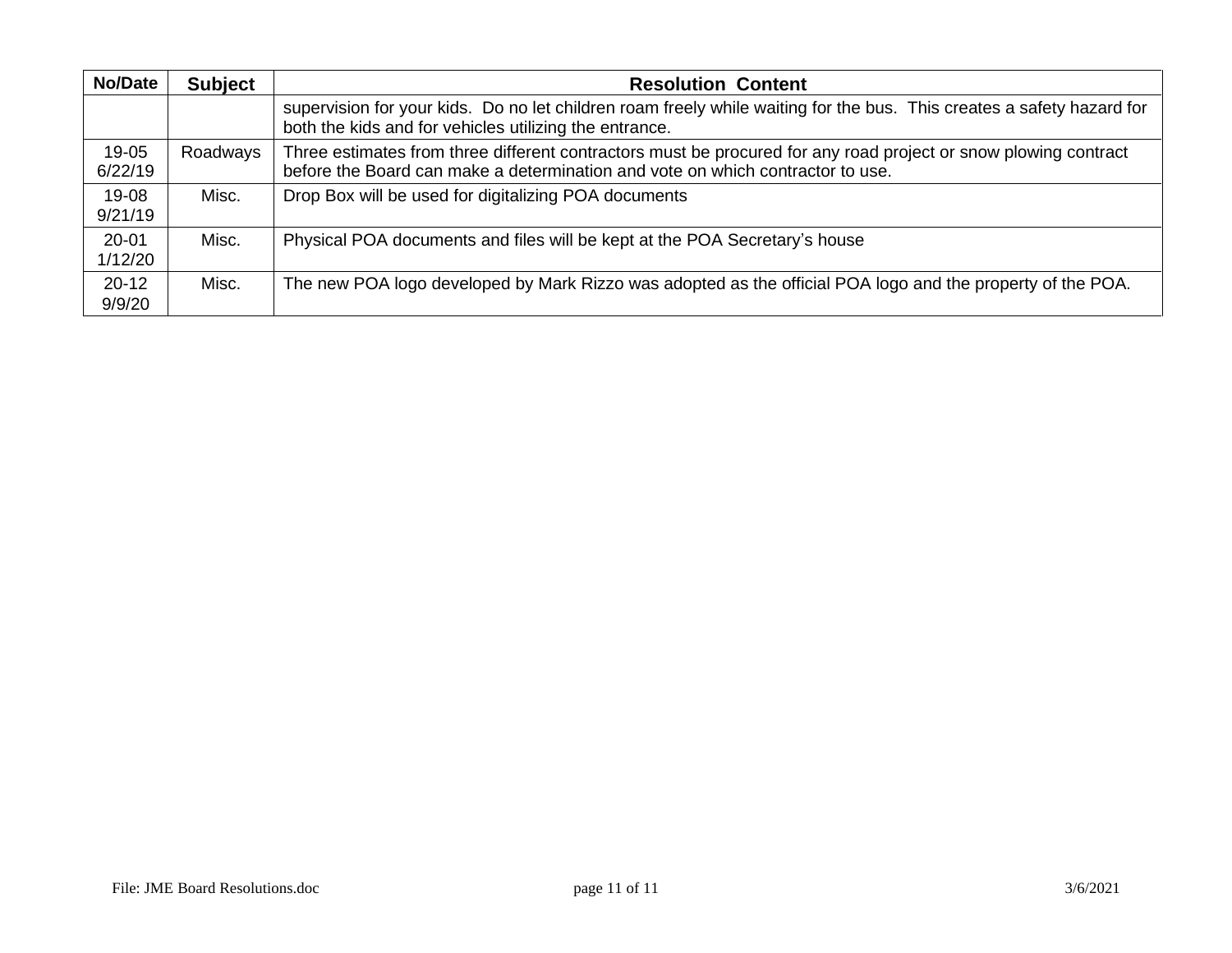| No/Date | Subject | Resolution Content |
|---|---|---|
| | | supervision for your kids. Do no let children roam freely while waiting for the bus. This creates a safety hazard for both the kids and for vehicles utilizing the entrance. |
| 19-05 6/22/19 | Roadways | Three estimates from three different contractors must be procured for any road project or snow plowing contract before the Board can make a determination and vote on which contractor to use. |
| 19-08 9/21/19 | Misc. | Drop Box will be used for digitalizing POA documents |
| 20-01 1/12/20 | Misc. | Physical POA documents and files will be kept at the POA Secretary's house |
| 20-12 9/9/20 | Misc. | The new POA logo developed by Mark Rizzo was adopted as the official POA logo and the property of the POA. |